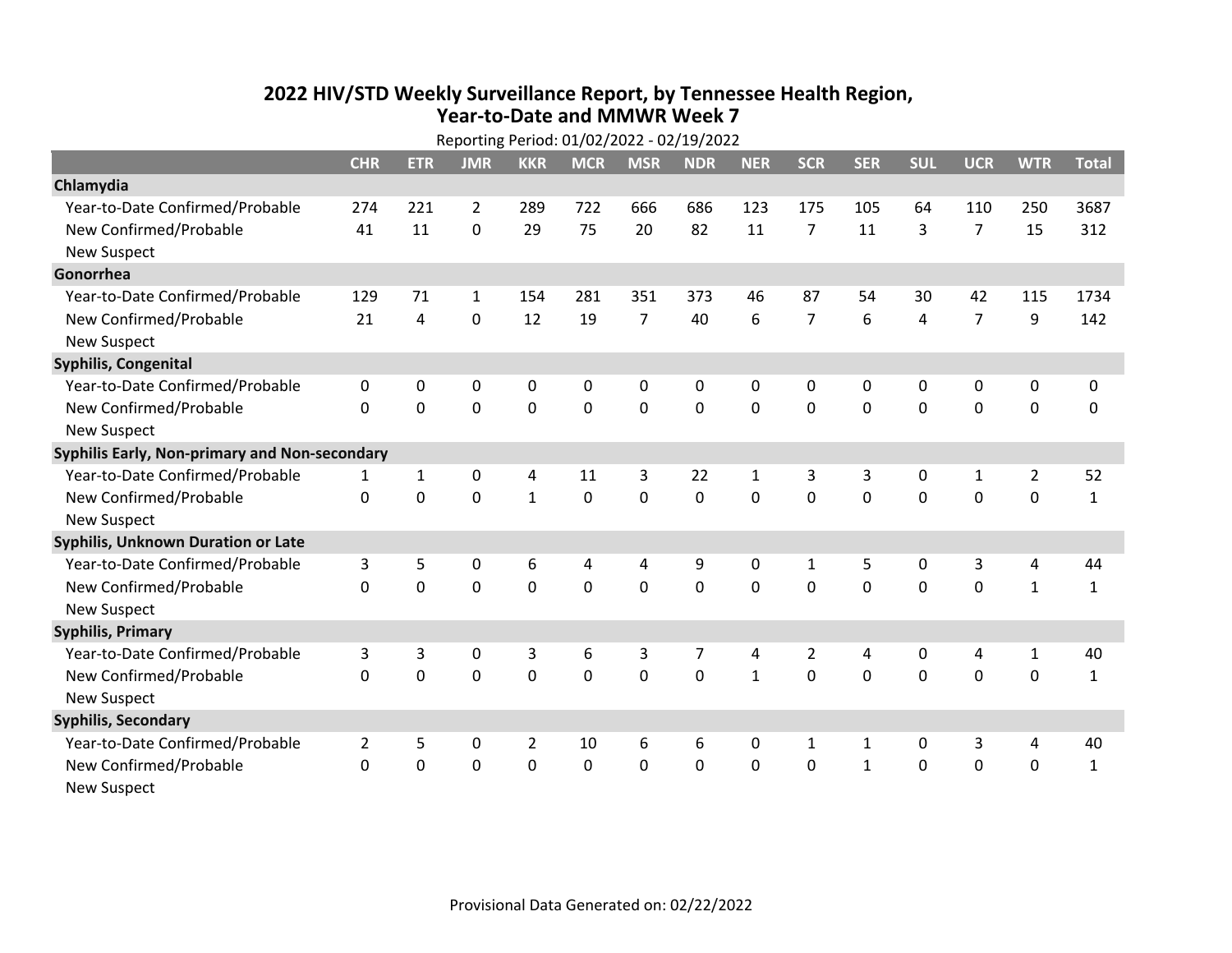# 2022 HIV/STD Weekly Surveillance Report, by Tennessee Health Region, Year-to-Date and MMWR Week 7

Reporting Period: 01/02/2022 - 02/19/2022

| | CHR | ETR | JMR | KKR | MCR | MSR | NDR | NER | SCR | SER | SUL | UCR | WTR | Total |
|---|---|---|---|---|---|---|---|---|---|---|---|---|---|---|
| **Chlamydia** | | | | | | | | | | | | | | |
| Year-to-Date Confirmed/Probable | 274 | 221 | 2 | 289 | 722 | 666 | 686 | 123 | 175 | 105 | 64 | 110 | 250 | 3687 |
| New Confirmed/Probable | 41 | 11 | 0 | 29 | 75 | 20 | 82 | 11 | 7 | 11 | 3 | 7 | 15 | 312 |
| New Suspect | | | | | | | | | | | | | | |
| **Gonorrhea** | | | | | | | | | | | | | | |
| Year-to-Date Confirmed/Probable | 129 | 71 | 1 | 154 | 281 | 351 | 373 | 46 | 87 | 54 | 30 | 42 | 115 | 1734 |
| New Confirmed/Probable | 21 | 4 | 0 | 12 | 19 | 7 | 40 | 6 | 7 | 6 | 4 | 7 | 9 | 142 |
| New Suspect | | | | | | | | | | | | | | |
| **Syphilis, Congenital** | | | | | | | | | | | | | | |
| Year-to-Date Confirmed/Probable | 0 | 0 | 0 | 0 | 0 | 0 | 0 | 0 | 0 | 0 | 0 | 0 | 0 | 0 |
| New Confirmed/Probable | 0 | 0 | 0 | 0 | 0 | 0 | 0 | 0 | 0 | 0 | 0 | 0 | 0 | 0 |
| New Suspect | | | | | | | | | | | | | | |
| **Syphilis Early, Non-primary and Non-secondary** | | | | | | | | | | | | | | |
| Year-to-Date Confirmed/Probable | 1 | 1 | 0 | 4 | 11 | 3 | 22 | 1 | 3 | 3 | 0 | 1 | 2 | 52 |
| New Confirmed/Probable | 0 | 0 | 0 | 1 | 0 | 0 | 0 | 0 | 0 | 0 | 0 | 0 | 0 | 1 |
| New Suspect | | | | | | | | | | | | | | |
| **Syphilis, Unknown Duration or Late** | | | | | | | | | | | | | | |
| Year-to-Date Confirmed/Probable | 3 | 5 | 0 | 6 | 4 | 4 | 9 | 0 | 1 | 5 | 0 | 3 | 4 | 44 |
| New Confirmed/Probable | 0 | 0 | 0 | 0 | 0 | 0 | 0 | 0 | 0 | 0 | 0 | 0 | 1 | 1 |
| New Suspect | | | | | | | | | | | | | | |
| **Syphilis, Primary** | | | | | | | | | | | | | | |
| Year-to-Date Confirmed/Probable | 3 | 3 | 0 | 3 | 6 | 3 | 7 | 4 | 2 | 4 | 0 | 4 | 1 | 40 |
| New Confirmed/Probable | 0 | 0 | 0 | 0 | 0 | 0 | 0 | 1 | 0 | 0 | 0 | 0 | 0 | 1 |
| New Suspect | | | | | | | | | | | | | | |
| **Syphilis, Secondary** | | | | | | | | | | | | | | |
| Year-to-Date Confirmed/Probable | 2 | 5 | 0 | 2 | 10 | 6 | 6 | 0 | 1 | 1 | 0 | 3 | 4 | 40 |
| New Confirmed/Probable | 0 | 0 | 0 | 0 | 0 | 0 | 0 | 0 | 0 | 1 | 0 | 0 | 0 | 1 |
| New Suspect | | | | | | | | | | | | | | |

Provisional Data Generated on: 02/22/2022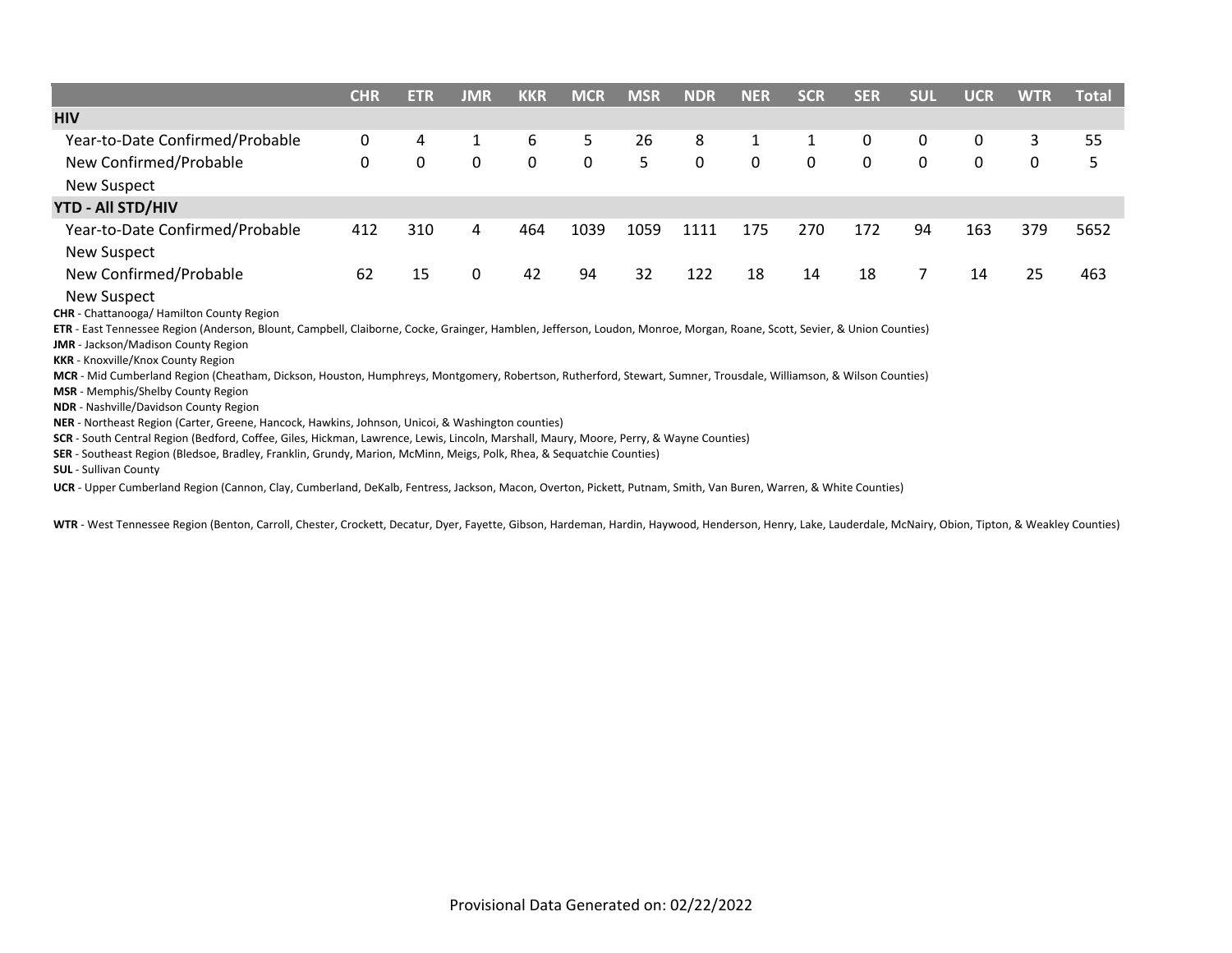| | CHR | ETR | JMR | KKR | MCR | MSR | NDR | NER | SCR | SER | SUL | UCR | WTR | Total |
|---|---|---|---|---|---|---|---|---|---|---|---|---|---|---|
| **HIV** | | | | | | | | | | | | | | |
| Year-to-Date Confirmed/Probable | 0 | 4 | 1 | 6 | 5 | 26 | 8 | 1 | 1 | 0 | 0 | 0 | 3 | 55 |
| New Confirmed/Probable | 0 | 0 | 0 | 0 | 0 | 5 | 0 | 0 | 0 | 0 | 0 | 0 | 0 | 5 |
| New Suspect | | | | | | | | | | | | | | |
| **YTD - All STD/HIV** | | | | | | | | | | | | | | |
| Year-to-Date Confirmed/Probable | 412 | 310 | 4 | 464 | 1039 | 1059 | 1111 | 175 | 270 | 172 | 94 | 163 | 379 | 5652 |
| New Suspect | | | | | | | | | | | | | | |
| New Confirmed/Probable | 62 | 15 | 0 | 42 | 94 | 32 | 122 | 18 | 14 | 18 | 7 | 14 | 25 | 463 |
| New Suspect | | | | | | | | | | | | | | |

**CHR** - Chattanooga/ Hamilton County Region

**ETR** - East Tennessee Region (Anderson, Blount, Campbell, Claiborne, Cocke, Grainger, Hamblen, Jefferson, Loudon, Monroe, Morgan, Roane, Scott, Sevier, & Union Counties)

**JMR** - Jackson/Madison County Region

**KKR** - Knoxville/Knox County Region

**MCR** - Mid Cumberland Region (Cheatham, Dickson, Houston, Humphreys, Montgomery, Robertson, Rutherford, Stewart, Sumner, Trousdale, Williamson, & Wilson Counties)

**MSR** - Memphis/Shelby County Region

**NDR** - Nashville/Davidson County Region

**NER** - Northeast Region (Carter, Greene, Hancock, Hawkins, Johnson, Unicoi, & Washington counties)

**SCR** - South Central Region (Bedford, Coffee, Giles, Hickman, Lawrence, Lewis, Lincoln, Marshall, Maury, Moore, Perry, & Wayne Counties)

**SER** - Southeast Region (Bledsoe, Bradley, Franklin, Grundy, Marion, McMinn, Meigs, Polk, Rhea, & Sequatchie Counties)

**SUL** - Sullivan County

**UCR** - Upper Cumberland Region (Cannon, Clay, Cumberland, DeKalb, Fentress, Jackson, Macon, Overton, Pickett, Putnam, Smith, Van Buren, Warren, & White Counties)

**WTR** - West Tennessee Region (Benton, Carroll, Chester, Crockett, Decatur, Dyer, Fayette, Gibson, Hardeman, Hardin, Haywood, Henderson, Henry, Lake, Lauderdale, McNairy, Obion, Tipton, & Weakley Counties)

Provisional Data Generated on: 02/22/2022